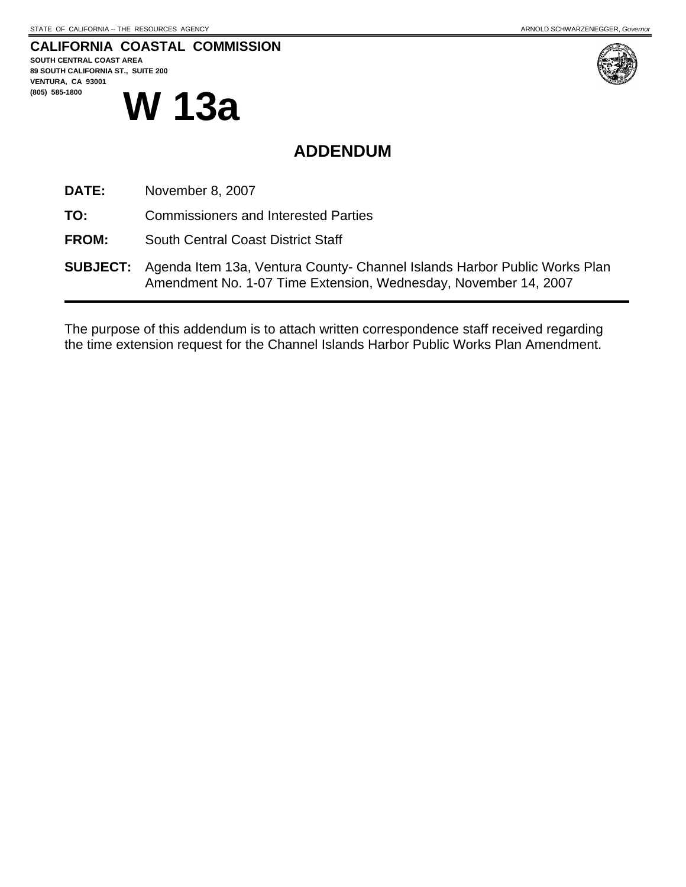STATE OF CALIFORNIA -- THE RESOURCES AGENCY ARNOLD SCHWARZENEGGER, *Governor*

**CALIFORNIA COASTAL COMMISSION**
**SOUTH CENTRAL COAST AREA**
**89 SOUTH CALIFORNIA ST., SUITE 200**
**VENTURA, CA 93001**
**(805) 585-1800**

# W 13a

## ADDENDUM

**DATE:** November 8, 2007

**TO:** Commissioners and Interested Parties

**FROM:** South Central Coast District Staff

**SUBJECT:** Agenda Item 13a, Ventura County- Channel Islands Harbor Public Works Plan Amendment No. 1-07 Time Extension, Wednesday, November 14, 2007

---

The purpose of this addendum is to attach written correspondence staff received regarding the time extension request for the Channel Islands Harbor Public Works Plan Amendment.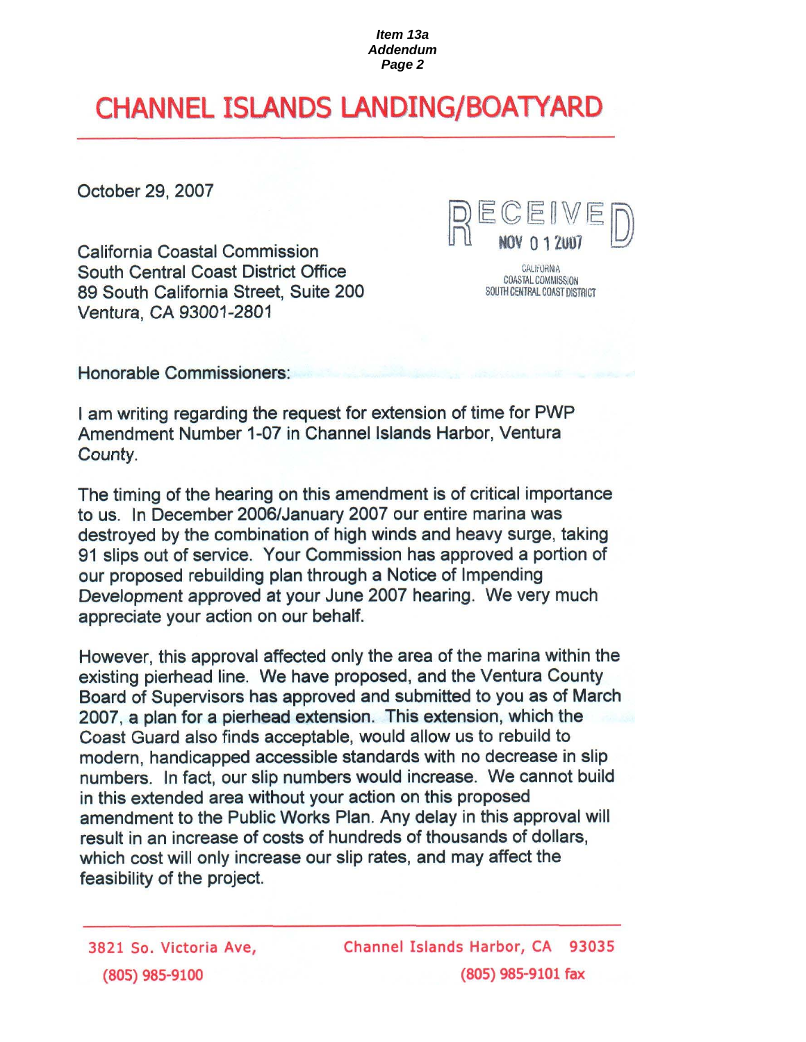*Item 13a*
*Addendum*
*Page 2*

# CHANNEL ISLANDS LANDING/BOATYARD

October 29, 2007

RECEIVED
NOV 01 2007
CALIFORNIA COASTAL COMMISSION SOUTH CENTRAL COAST DISTRICT

California Coastal Commission
South Central Coast District Office
89 South California Street, Suite 200
Ventura, CA 93001-2801

Honorable Commissioners:

I am writing regarding the request for extension of time for PWP Amendment Number 1-07 in Channel Islands Harbor, Ventura County.

The timing of the hearing on this amendment is of critical importance to us. In December 2006/January 2007 our entire marina was destroyed by the combination of high winds and heavy surge, taking 91 slips out of service. Your Commission has approved a portion of our proposed rebuilding plan through a Notice of Impending Development approved at your June 2007 hearing. We very much appreciate your action on our behalf.

However, this approval affected only the area of the marina within the existing pierhead line. We have proposed, and the Ventura County Board of Supervisors has approved and submitted to you as of March 2007, a plan for a pierhead extension. This extension, which the Coast Guard also finds acceptable, would allow us to rebuild to modern, handicapped accessible standards with no decrease in slip numbers. In fact, our slip numbers would increase. We cannot build in this extended area without your action on this proposed amendment to the Public Works Plan. Any delay in this approval will result in an increase of costs of hundreds of thousands of dollars, which cost will only increase our slip rates, and may affect the feasibility of the project.

3821 So. Victoria Ave, Channel Islands Harbor, CA 93035
(805) 985-9100 (805) 985-9101 fax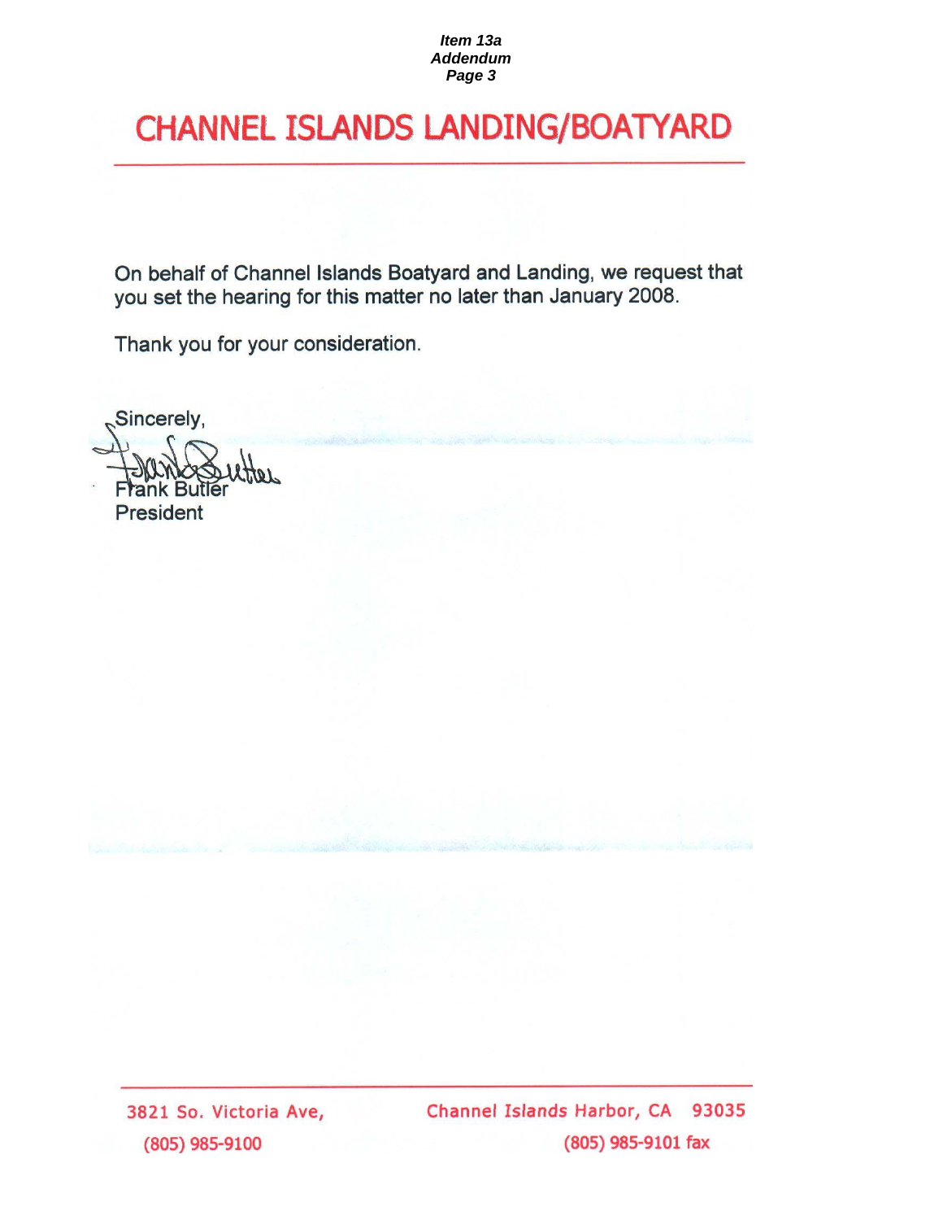# CHANNEL ISLANDS LANDING/BOATYARD

On behalf of Channel Islands Boatyard and Landing, we request that you set the hearing for this matter no later than January 2008.

Thank you for your consideration.

Sincerely,

Frank Butler
President

3821 So. Victoria Ave, Channel Islands Harbor, CA 93035
(805) 985-9100 (805) 985-9101 fax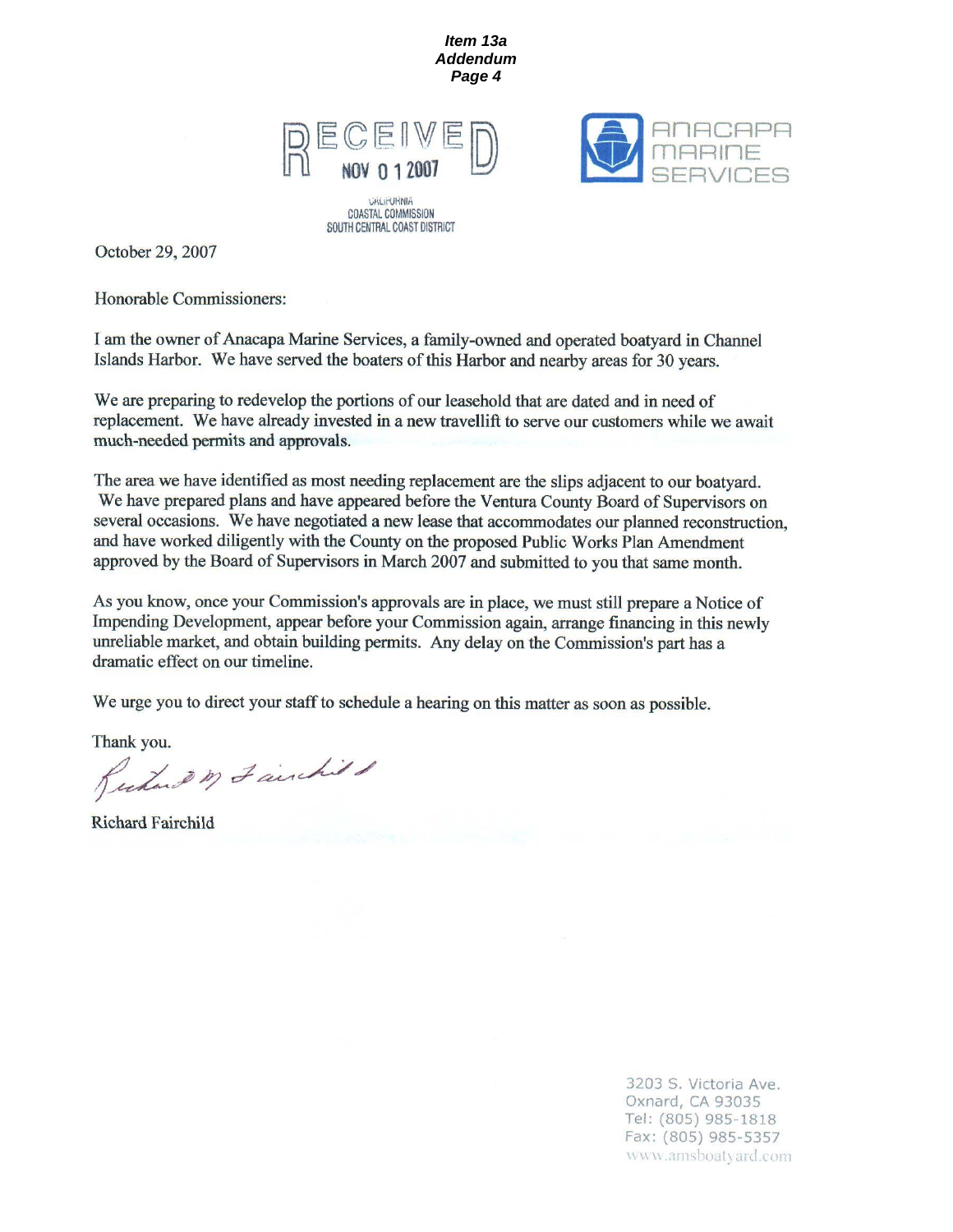**Item 13a**
**Addendum**
**Page 4**

RECEIVED
NOV 0 1 2007
CALIFORNIA
COASTAL COMMISSION
SOUTH CENTRAL COAST DISTRICT

ANACAPA MARINE SERVICES

October 29, 2007

Honorable Commissioners:

I am the owner of Anacapa Marine Services, a family-owned and operated boatyard in Channel Islands Harbor. We have served the boaters of this Harbor and nearby areas for 30 years.

We are preparing to redevelop the portions of our leasehold that are dated and in need of replacement. We have already invested in a new travellift to serve our customers while we await much-needed permits and approvals.

The area we have identified as most needing replacement are the slips adjacent to our boatyard. We have prepared plans and have appeared before the Ventura County Board of Supervisors on several occasions. We have negotiated a new lease that accommodates our planned reconstruction, and have worked diligently with the County on the proposed Public Works Plan Amendment approved by the Board of Supervisors in March 2007 and submitted to you that same month.

As you know, once your Commission's approvals are in place, we must still prepare a Notice of Impending Development, appear before your Commission again, arrange financing in this newly unreliable market, and obtain building permits. Any delay on the Commission's part has a dramatic effect on our timeline.

We urge you to direct your staff to schedule a hearing on this matter as soon as possible.

Thank you.

Richard M Fairchild

Richard Fairchild

3203 S. Victoria Ave.
Oxnard, CA 93035
Tel: (805) 985-1818
Fax: (805) 985-5357
www.amsboatyard.com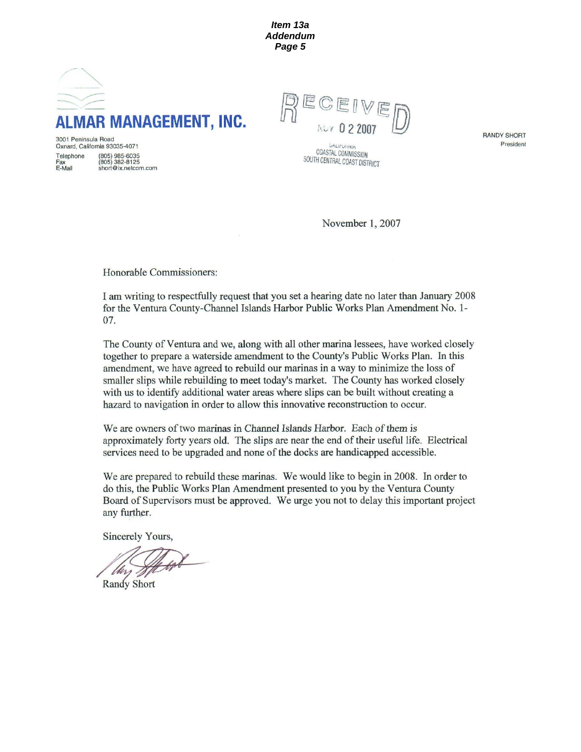**Item 13a**
**Addendum**
**Page 5**

# ALMAR MANAGEMENT, INC.

3001 Peninsula Road
Oxnard, California 93035-4071

Telephone (805) 985-6035
Fax (805) 382-8125
E-Mail short@ix.netcom.com

RECEIVED
NOV 02 2007
CALIFORNIA
COASTAL COMMISSION
SOUTH CENTRAL COAST DISTRICT

RANDY SHORT
President

November 1, 2007

Honorable Commissioners:

I am writing to respectfully request that you set a hearing date no later than January 2008 for the Ventura County-Channel Islands Harbor Public Works Plan Amendment No. 1-07.

The County of Ventura and we, along with all other marina lessees, have worked closely together to prepare a waterside amendment to the County's Public Works Plan. In this amendment, we have agreed to rebuild our marinas in a way to minimize the loss of smaller slips while rebuilding to meet today's market. The County has worked closely with us to identify additional water areas where slips can be built without creating a hazard to navigation in order to allow this innovative reconstruction to occur.

We are owners of two marinas in Channel Islands Harbor. Each of them is approximately forty years old. The slips are near the end of their useful life. Electrical services need to be upgraded and none of the docks are handicapped accessible.

We are prepared to rebuild these marinas. We would like to begin in 2008. In order to do this, the Public Works Plan Amendment presented to you by the Ventura County Board of Supervisors must be approved. We urge you not to delay this important project any further.

Sincerely Yours,

Randy Short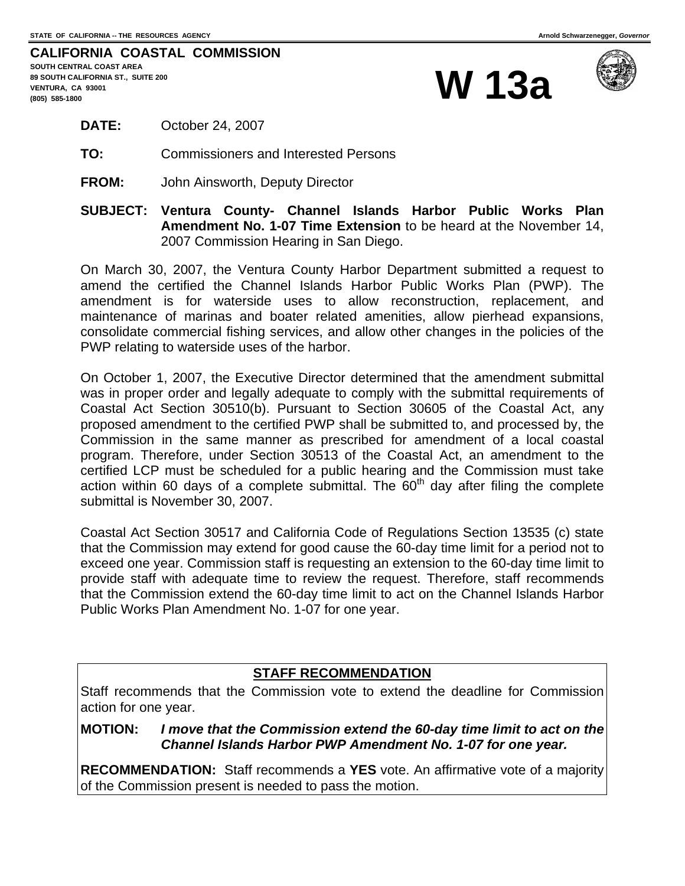STATE OF CALIFORNIA -- THE RESOURCES AGENCY | Arnold Schwarzenegger, *Governor*

**CALIFORNIA COASTAL COMMISSION**
**SOUTH CENTRAL COAST AREA**
**89 SOUTH CALIFORNIA ST., SUITE 200**
**VENTURA, CA 93001**
**(805) 585-1800**

# W 13a

**DATE:** October 24, 2007

**TO:** Commissioners and Interested Persons

**FROM:** John Ainsworth, Deputy Director

**SUBJECT: Ventura County- Channel Islands Harbor Public Works Plan Amendment No. 1-07 Time Extension** to be heard at the November 14, 2007 Commission Hearing in San Diego.

On March 30, 2007, the Ventura County Harbor Department submitted a request to amend the certified the Channel Islands Harbor Public Works Plan (PWP). The amendment is for waterside uses to allow reconstruction, replacement, and maintenance of marinas and boater related amenities, allow pierhead expansions, consolidate commercial fishing services, and allow other changes in the policies of the PWP relating to waterside uses of the harbor.

On October 1, 2007, the Executive Director determined that the amendment submittal was in proper order and legally adequate to comply with the submittal requirements of Coastal Act Section 30510(b). Pursuant to Section 30605 of the Coastal Act, any proposed amendment to the certified PWP shall be submitted to, and processed by, the Commission in the same manner as prescribed for amendment of a local coastal program. Therefore, under Section 30513 of the Coastal Act, an amendment to the certified LCP must be scheduled for a public hearing and the Commission must take action within 60 days of a complete submittal. The 60th day after filing the complete submittal is November 30, 2007.

Coastal Act Section 30517 and California Code of Regulations Section 13535 (c) state that the Commission may extend for good cause the 60-day time limit for a period not to exceed one year. Commission staff is requesting an extension to the 60-day time limit to provide staff with adequate time to review the request. Therefore, staff recommends that the Commission extend the 60-day time limit to act on the Channel Islands Harbor Public Works Plan Amendment No. 1-07 for one year.

## STAFF RECOMMENDATION

Staff recommends that the Commission vote to extend the deadline for Commission action for one year.

**MOTION:** ***I move that the Commission extend the 60-day time limit to act on the Channel Islands Harbor PWP Amendment No. 1-07 for one year.***

**RECOMMENDATION:** Staff recommends a **YES** vote. An affirmative vote of a majority of the Commission present is needed to pass the motion.